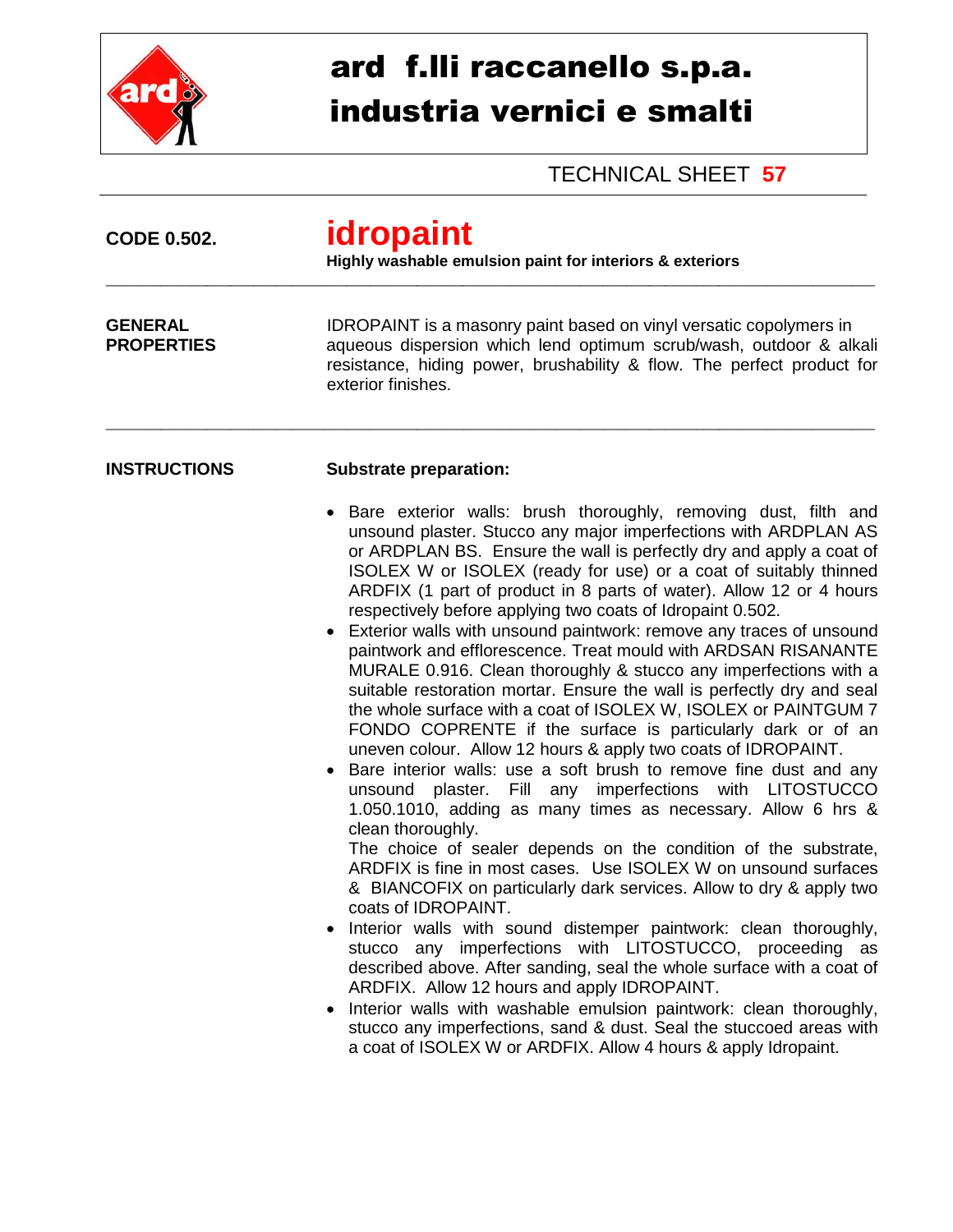# ard f.lli raccanello s.p.a.
# industria vernici e smalti

TECHNICAL SHEET **57**

**CODE 0.502.**

## idropaint

**Highly washable emulsion paint for interiors & exteriors**

---

**GENERAL PROPERTIES**

IDROPAINT is a masonry paint based on vinyl versatic copolymers in aqueous dispersion which lend optimum scrub/wash, outdoor & alkali resistance, hiding power, brushability & flow. The perfect product for exterior finishes.

---

**INSTRUCTIONS**

**Substrate preparation:**

- Bare exterior walls: brush thoroughly, removing dust, filth and unsound plaster. Stucco any major imperfections with ARDPLAN AS or ARDPLAN BS. Ensure the wall is perfectly dry and apply a coat of ISOLEX W or ISOLEX (ready for use) or a coat of suitably thinned ARDFIX (1 part of product in 8 parts of water). Allow 12 or 4 hours respectively before applying two coats of Idropaint 0.502.
- Exterior walls with unsound paintwork: remove any traces of unsound paintwork and efflorescence. Treat mould with ARDSAN RISANANTE MURALE 0.916. Clean thoroughly & stucco any imperfections with a suitable restoration mortar. Ensure the wall is perfectly dry and seal the whole surface with a coat of ISOLEX W, ISOLEX or PAINTGUM 7 FONDO COPRENTE if the surface is particularly dark or of an uneven colour. Allow 12 hours & apply two coats of IDROPAINT.
- Bare interior walls: use a soft brush to remove fine dust and any unsound plaster. Fill any imperfections with LITOSTUCCO 1.050.1010, adding as many times as necessary. Allow 6 hrs & clean thoroughly.
  The choice of sealer depends on the condition of the substrate, ARDFIX is fine in most cases. Use ISOLEX W on unsound surfaces & BIANCOFIX on particularly dark services. Allow to dry & apply two coats of IDROPAINT.
- Interior walls with sound distemper paintwork: clean thoroughly, stucco any imperfections with LITOSTUCCO, proceeding as described above. After sanding, seal the whole surface with a coat of ARDFIX. Allow 12 hours and apply IDROPAINT.
- Interior walls with washable emulsion paintwork: clean thoroughly, stucco any imperfections, sand & dust. Seal the stuccoed areas with a coat of ISOLEX W or ARDFIX. Allow 4 hours & apply Idropaint.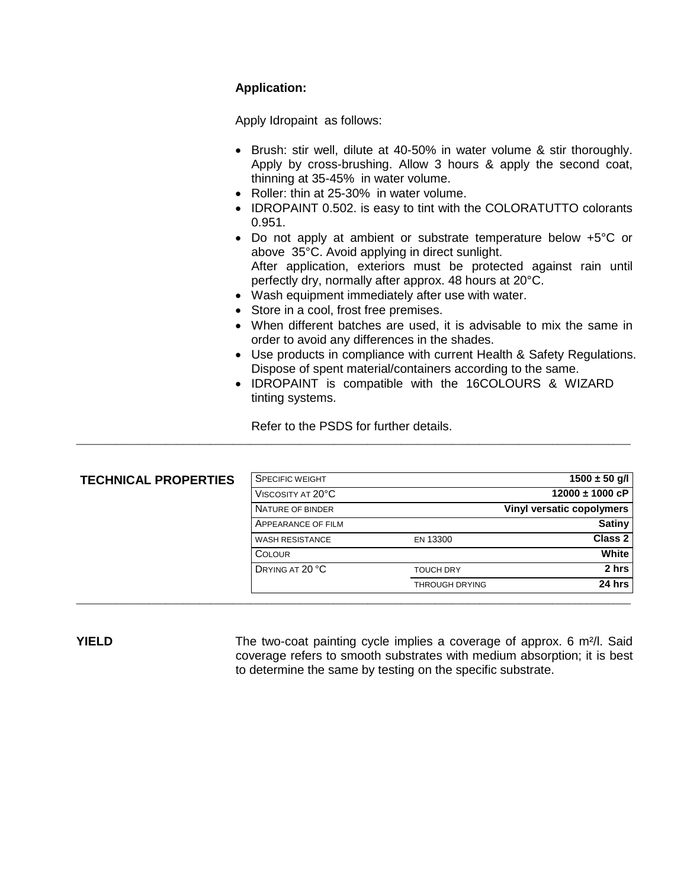**Application:**

Apply Idropaint as follows:

- Brush: stir well, dilute at 40-50% in water volume & stir thoroughly. Apply by cross-brushing. Allow 3 hours & apply the second coat, thinning at 35-45% in water volume.
- Roller: thin at 25-30% in water volume.
- IDROPAINT 0.502. is easy to tint with the COLORATUTTO colorants 0.951.
- Do not apply at ambient or substrate temperature below +5°C or above 35°C. Avoid applying in direct sunlight.
  After application, exteriors must be protected against rain until perfectly dry, normally after approx. 48 hours at 20°C.
- Wash equipment immediately after use with water.
- Store in a cool, frost free premises.
- When different batches are used, it is advisable to mix the same in order to avoid any differences in the shades.
- Use products in compliance with current Health & Safety Regulations. Dispose of spent material/containers according to the same.
- IDROPAINT is compatible with the 16COLOURS & WIZARD tinting systems.

  Refer to the PSDS for further details.

---

**TECHNICAL PROPERTIES**

| | | |
|---|---|---|
| Specific weight | | **1500 ± 50 g/l** |
| Viscosity at 20°C | | **12000 ± 1000 cP** |
| Nature of binder | | **Vinyl versatic copolymers** |
| Appearance of film | | **Satiny** |
| Wash resistance | EN 13300 | **Class 2** |
| Colour | | **White** |
| Drying at 20 °C | Touch dry | **2 hrs** |
| | Through drying | **24 hrs** |

---

**YIELD**

The two-coat painting cycle implies a coverage of approx. 6 m²/l. Said coverage refers to smooth substrates with medium absorption; it is best to determine the same by testing on the specific substrate.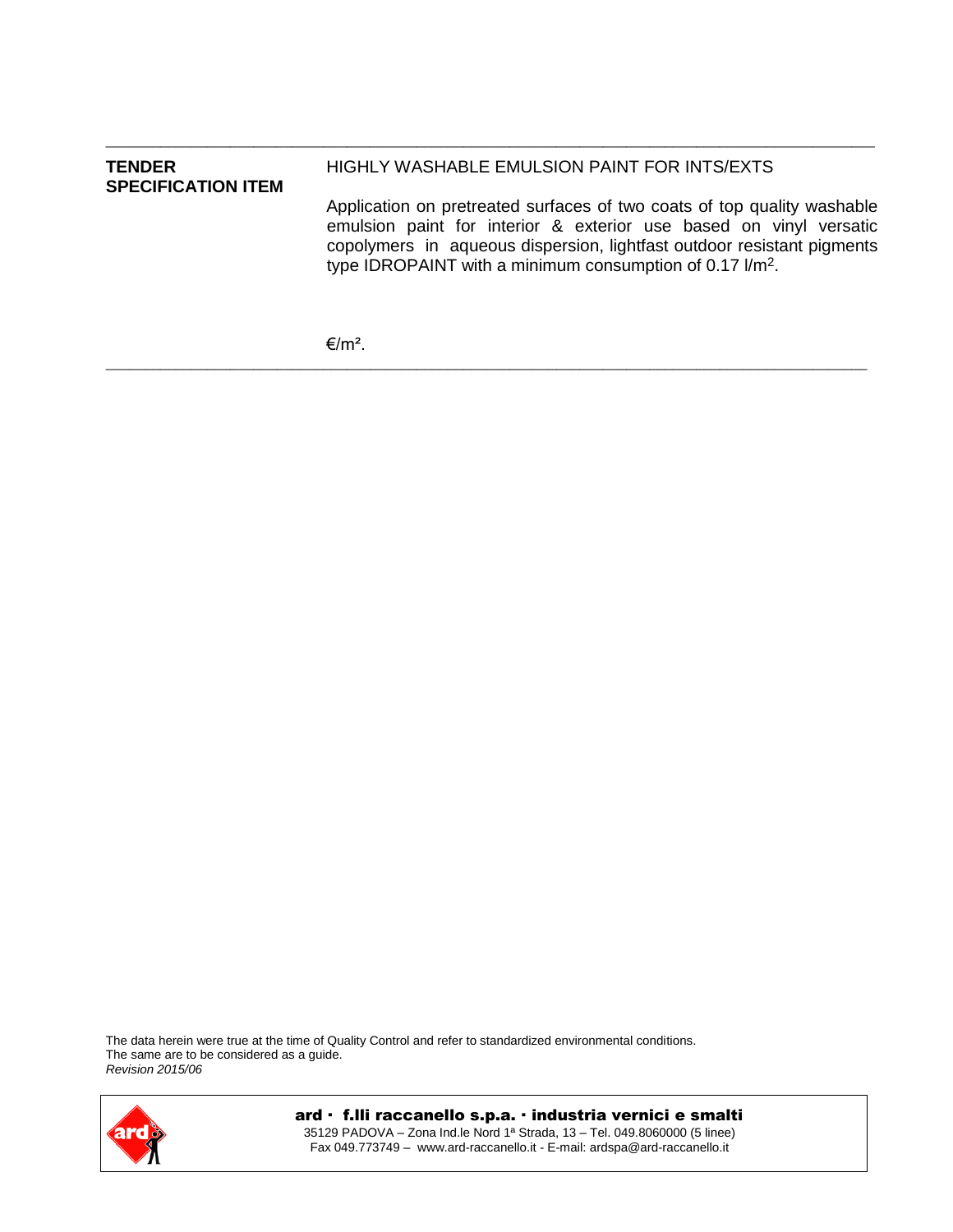---

**TENDER SPECIFICATION ITEM**

HIGHLY WASHABLE EMULSION PAINT FOR INTS/EXTS

Application on pretreated surfaces of two coats of top quality washable emulsion paint for interior & exterior use based on vinyl versatic copolymers in aqueous dispersion, lightfast outdoor resistant pigments type IDROPAINT with a minimum consumption of 0.17 l/m$^2$.

€/m².

---

The data herein were true at the time of Quality Control and refer to standardized environmental conditions.
The same are to be considered as a guide.
*Revision 2015/06*

**ard · f.lli raccanello s.p.a. · industria vernici e smalti**
35129 PADOVA – Zona Ind.le Nord 1ª Strada, 13 – Tel. 049.8060000 (5 linee)
Fax 049.773749 – www.ard-raccanello.it - E-mail: ardspa@ard-raccanello.it